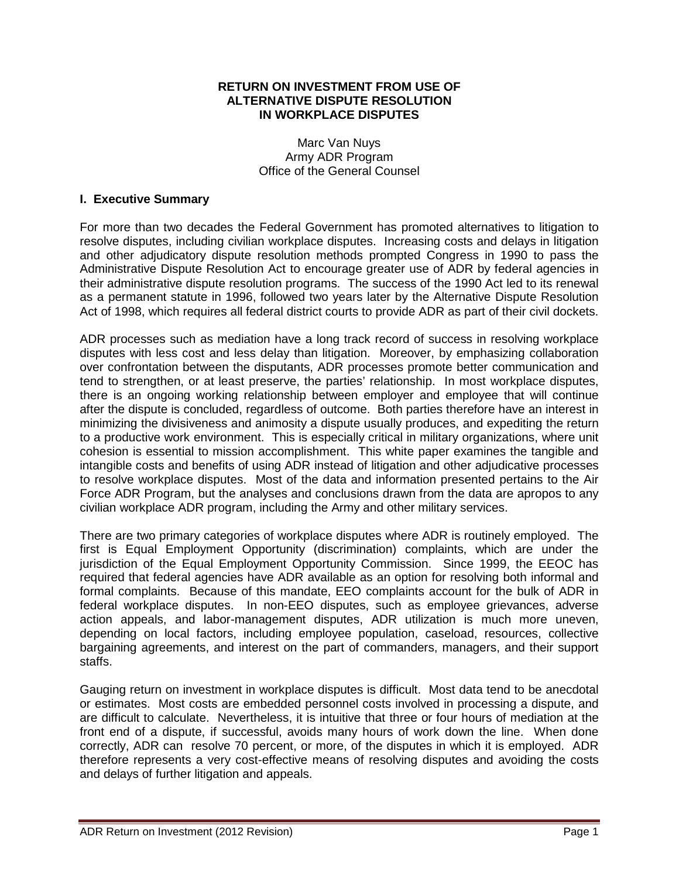# RETURN ON INVESTMENT FROM USE OF ALTERNATIVE DISPUTE RESOLUTION IN WORKPLACE DISPUTES

Marc Van Nuys
Army ADR Program
Office of the General Counsel

## I. Executive Summary

For more than two decades the Federal Government has promoted alternatives to litigation to resolve disputes, including civilian workplace disputes. Increasing costs and delays in litigation and other adjudicatory dispute resolution methods prompted Congress in 1990 to pass the Administrative Dispute Resolution Act to encourage greater use of ADR by federal agencies in their administrative dispute resolution programs. The success of the 1990 Act led to its renewal as a permanent statute in 1996, followed two years later by the Alternative Dispute Resolution Act of 1998, which requires all federal district courts to provide ADR as part of their civil dockets.

ADR processes such as mediation have a long track record of success in resolving workplace disputes with less cost and less delay than litigation. Moreover, by emphasizing collaboration over confrontation between the disputants, ADR processes promote better communication and tend to strengthen, or at least preserve, the parties' relationship. In most workplace disputes, there is an ongoing working relationship between employer and employee that will continue after the dispute is concluded, regardless of outcome. Both parties therefore have an interest in minimizing the divisiveness and animosity a dispute usually produces, and expediting the return to a productive work environment. This is especially critical in military organizations, where unit cohesion is essential to mission accomplishment. This white paper examines the tangible and intangible costs and benefits of using ADR instead of litigation and other adjudicative processes to resolve workplace disputes. Most of the data and information presented pertains to the Air Force ADR Program, but the analyses and conclusions drawn from the data are apropos to any civilian workplace ADR program, including the Army and other military services.

There are two primary categories of workplace disputes where ADR is routinely employed. The first is Equal Employment Opportunity (discrimination) complaints, which are under the jurisdiction of the Equal Employment Opportunity Commission. Since 1999, the EEOC has required that federal agencies have ADR available as an option for resolving both informal and formal complaints. Because of this mandate, EEO complaints account for the bulk of ADR in federal workplace disputes. In non-EEO disputes, such as employee grievances, adverse action appeals, and labor-management disputes, ADR utilization is much more uneven, depending on local factors, including employee population, caseload, resources, collective bargaining agreements, and interest on the part of commanders, managers, and their support staffs.

Gauging return on investment in workplace disputes is difficult. Most data tend to be anecdotal or estimates. Most costs are embedded personnel costs involved in processing a dispute, and are difficult to calculate. Nevertheless, it is intuitive that three or four hours of mediation at the front end of a dispute, if successful, avoids many hours of work down the line. When done correctly, ADR can resolve 70 percent, or more, of the disputes in which it is employed. ADR therefore represents a very cost-effective means of resolving disputes and avoiding the costs and delays of further litigation and appeals.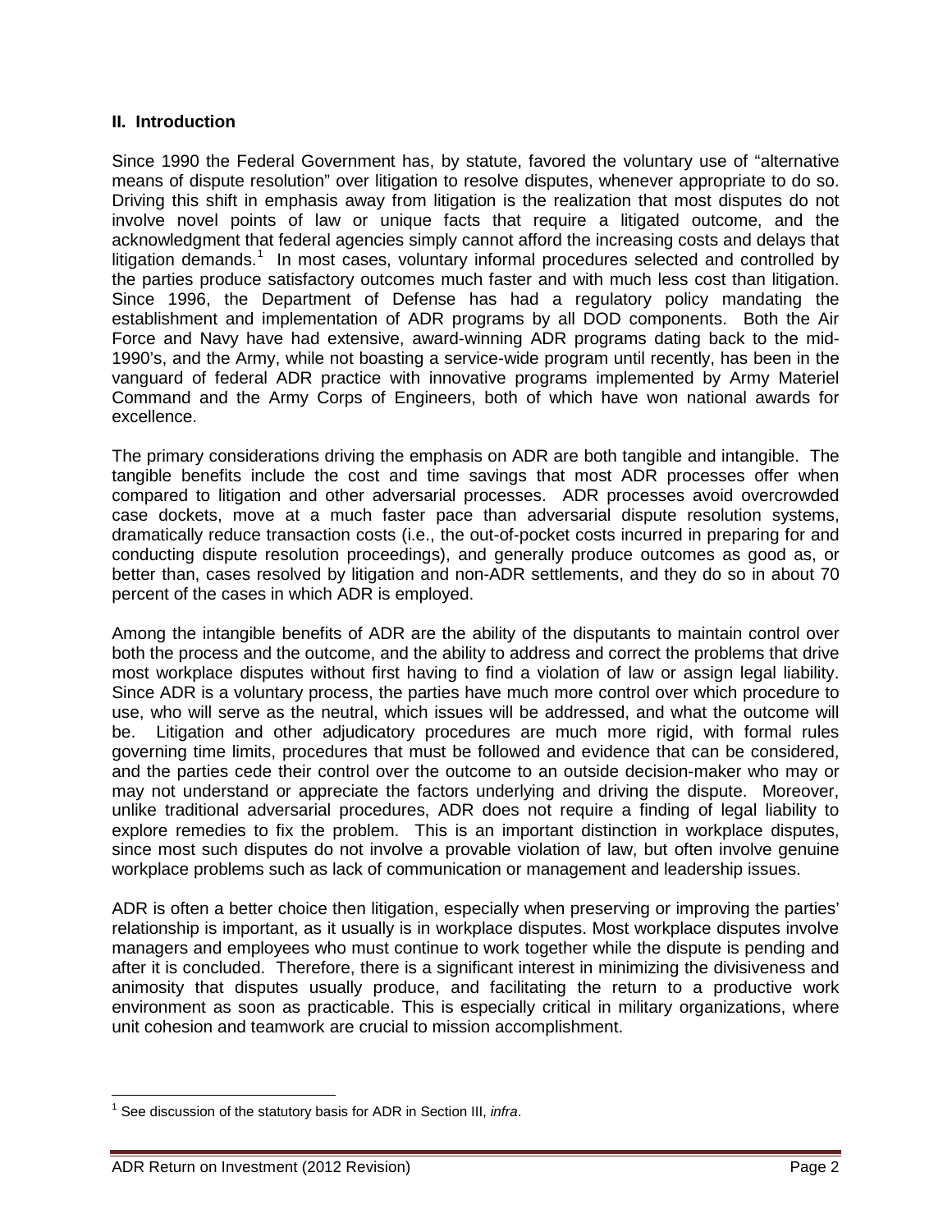## II. Introduction

Since 1990 the Federal Government has, by statute, favored the voluntary use of "alternative means of dispute resolution" over litigation to resolve disputes, whenever appropriate to do so. Driving this shift in emphasis away from litigation is the realization that most disputes do not involve novel points of law or unique facts that require a litigated outcome, and the acknowledgment that federal agencies simply cannot afford the increasing costs and delays that litigation demands.[1] In most cases, voluntary informal procedures selected and controlled by the parties produce satisfactory outcomes much faster and with much less cost than litigation. Since 1996, the Department of Defense has had a regulatory policy mandating the establishment and implementation of ADR programs by all DOD components. Both the Air Force and Navy have had extensive, award-winning ADR programs dating back to the mid-1990's, and the Army, while not boasting a service-wide program until recently, has been in the vanguard of federal ADR practice with innovative programs implemented by Army Materiel Command and the Army Corps of Engineers, both of which have won national awards for excellence.

The primary considerations driving the emphasis on ADR are both tangible and intangible. The tangible benefits include the cost and time savings that most ADR processes offer when compared to litigation and other adversarial processes. ADR processes avoid overcrowded case dockets, move at a much faster pace than adversarial dispute resolution systems, dramatically reduce transaction costs (i.e., the out-of-pocket costs incurred in preparing for and conducting dispute resolution proceedings), and generally produce outcomes as good as, or better than, cases resolved by litigation and non-ADR settlements, and they do so in about 70 percent of the cases in which ADR is employed.

Among the intangible benefits of ADR are the ability of the disputants to maintain control over both the process and the outcome, and the ability to address and correct the problems that drive most workplace disputes without first having to find a violation of law or assign legal liability. Since ADR is a voluntary process, the parties have much more control over which procedure to use, who will serve as the neutral, which issues will be addressed, and what the outcome will be. Litigation and other adjudicatory procedures are much more rigid, with formal rules governing time limits, procedures that must be followed and evidence that can be considered, and the parties cede their control over the outcome to an outside decision-maker who may or may not understand or appreciate the factors underlying and driving the dispute. Moreover, unlike traditional adversarial procedures, ADR does not require a finding of legal liability to explore remedies to fix the problem. This is an important distinction in workplace disputes, since most such disputes do not involve a provable violation of law, but often involve genuine workplace problems such as lack of communication or management and leadership issues.

ADR is often a better choice then litigation, especially when preserving or improving the parties' relationship is important, as it usually is in workplace disputes. Most workplace disputes involve managers and employees who must continue to work together while the dispute is pending and after it is concluded. Therefore, there is a significant interest in minimizing the divisiveness and animosity that disputes usually produce, and facilitating the return to a productive work environment as soon as practicable. This is especially critical in military organizations, where unit cohesion and teamwork are crucial to mission accomplishment.

---

[1] See discussion of the statutory basis for ADR in Section III, *infra*.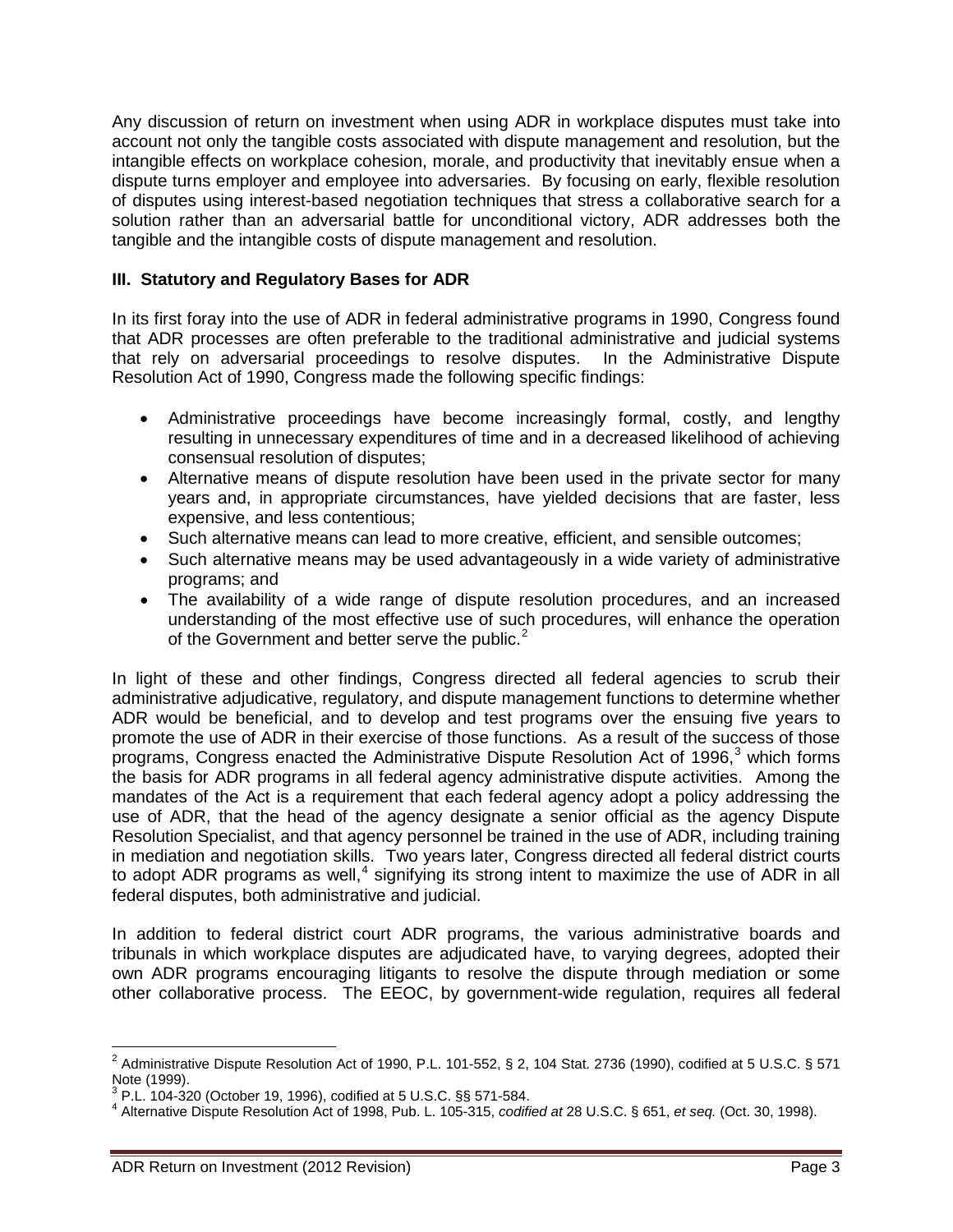Any discussion of return on investment when using ADR in workplace disputes must take into account not only the tangible costs associated with dispute management and resolution, but the intangible effects on workplace cohesion, morale, and productivity that inevitably ensue when a dispute turns employer and employee into adversaries. By focusing on early, flexible resolution of disputes using interest-based negotiation techniques that stress a collaborative search for a solution rather than an adversarial battle for unconditional victory, ADR addresses both the tangible and the intangible costs of dispute management and resolution.

### III. Statutory and Regulatory Bases for ADR

In its first foray into the use of ADR in federal administrative programs in 1990, Congress found that ADR processes are often preferable to the traditional administrative and judicial systems that rely on adversarial proceedings to resolve disputes. In the Administrative Dispute Resolution Act of 1990, Congress made the following specific findings:

- Administrative proceedings have become increasingly formal, costly, and lengthy resulting in unnecessary expenditures of time and in a decreased likelihood of achieving consensual resolution of disputes;
- Alternative means of dispute resolution have been used in the private sector for many years and, in appropriate circumstances, have yielded decisions that are faster, less expensive, and less contentious;
- Such alternative means can lead to more creative, efficient, and sensible outcomes;
- Such alternative means may be used advantageously in a wide variety of administrative programs; and
- The availability of a wide range of dispute resolution procedures, and an increased understanding of the most effective use of such procedures, will enhance the operation of the Government and better serve the public.[2]

In light of these and other findings, Congress directed all federal agencies to scrub their administrative adjudicative, regulatory, and dispute management functions to determine whether ADR would be beneficial, and to develop and test programs over the ensuing five years to promote the use of ADR in their exercise of those functions. As a result of the success of those programs, Congress enacted the Administrative Dispute Resolution Act of 1996,[3] which forms the basis for ADR programs in all federal agency administrative dispute activities. Among the mandates of the Act is a requirement that each federal agency adopt a policy addressing the use of ADR, that the head of the agency designate a senior official as the agency Dispute Resolution Specialist, and that agency personnel be trained in the use of ADR, including training in mediation and negotiation skills. Two years later, Congress directed all federal district courts to adopt ADR programs as well,[4] signifying its strong intent to maximize the use of ADR in all federal disputes, both administrative and judicial.

In addition to federal district court ADR programs, the various administrative boards and tribunals in which workplace disputes are adjudicated have, to varying degrees, adopted their own ADR programs encouraging litigants to resolve the dispute through mediation or some other collaborative process. The EEOC, by government-wide regulation, requires all federal

---

[2] Administrative Dispute Resolution Act of 1990, P.L. 101-552, § 2, 104 Stat. 2736 (1990), codified at 5 U.S.C. § 571 Note (1999).

[3] P.L. 104-320 (October 19, 1996), codified at 5 U.S.C. §§ 571-584.

[4] Alternative Dispute Resolution Act of 1998, Pub. L. 105-315, *codified at* 28 U.S.C. § 651, *et seq.* (Oct. 30, 1998).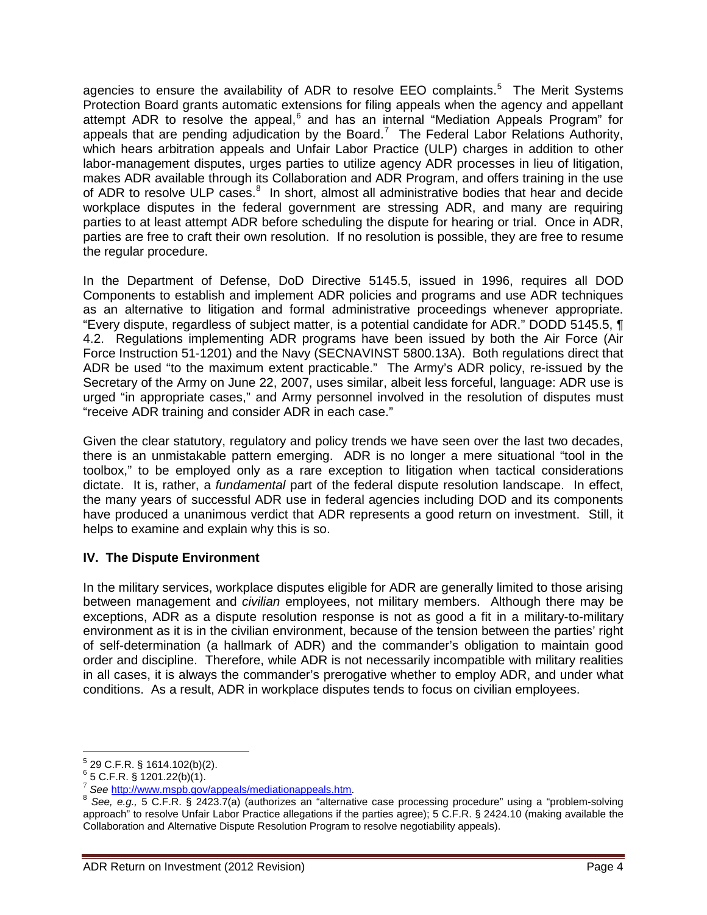agencies to ensure the availability of ADR to resolve EEO complaints.[5] The Merit Systems Protection Board grants automatic extensions for filing appeals when the agency and appellant attempt ADR to resolve the appeal,[6] and has an internal "Mediation Appeals Program" for appeals that are pending adjudication by the Board.[7] The Federal Labor Relations Authority, which hears arbitration appeals and Unfair Labor Practice (ULP) charges in addition to other labor-management disputes, urges parties to utilize agency ADR processes in lieu of litigation, makes ADR available through its Collaboration and ADR Program, and offers training in the use of ADR to resolve ULP cases.[8] In short, almost all administrative bodies that hear and decide workplace disputes in the federal government are stressing ADR, and many are requiring parties to at least attempt ADR before scheduling the dispute for hearing or trial. Once in ADR, parties are free to craft their own resolution. If no resolution is possible, they are free to resume the regular procedure.

In the Department of Defense, DoD Directive 5145.5, issued in 1996, requires all DOD Components to establish and implement ADR policies and programs and use ADR techniques as an alternative to litigation and formal administrative proceedings whenever appropriate. "Every dispute, regardless of subject matter, is a potential candidate for ADR." DODD 5145.5, ¶ 4.2. Regulations implementing ADR programs have been issued by both the Air Force (Air Force Instruction 51-1201) and the Navy (SECNAVINST 5800.13A). Both regulations direct that ADR be used "to the maximum extent practicable." The Army's ADR policy, re-issued by the Secretary of the Army on June 22, 2007, uses similar, albeit less forceful, language: ADR use is urged "in appropriate cases," and Army personnel involved in the resolution of disputes must "receive ADR training and consider ADR in each case."

Given the clear statutory, regulatory and policy trends we have seen over the last two decades, there is an unmistakable pattern emerging. ADR is no longer a mere situational "tool in the toolbox," to be employed only as a rare exception to litigation when tactical considerations dictate. It is, rather, a *fundamental* part of the federal dispute resolution landscape. In effect, the many years of successful ADR use in federal agencies including DOD and its components have produced a unanimous verdict that ADR represents a good return on investment. Still, it helps to examine and explain why this is so.

## IV. The Dispute Environment

In the military services, workplace disputes eligible for ADR are generally limited to those arising between management and *civilian* employees, not military members. Although there may be exceptions, ADR as a dispute resolution response is not as good a fit in a military-to-military environment as it is in the civilian environment, because of the tension between the parties' right of self-determination (a hallmark of ADR) and the commander's obligation to maintain good order and discipline. Therefore, while ADR is not necessarily incompatible with military realities in all cases, it is always the commander's prerogative whether to employ ADR, and under what conditions. As a result, ADR in workplace disputes tends to focus on civilian employees.

---

[5] 29 C.F.R. § 1614.102(b)(2).

[6] 5 C.F.R. § 1201.22(b)(1).

[7] *See* http://www.mspb.gov/appeals/mediationappeals.htm.

[8] *See, e.g.,* 5 C.F.R. § 2423.7(a) (authorizes an "alternative case processing procedure" using a "problem-solving approach" to resolve Unfair Labor Practice allegations if the parties agree); 5 C.F.R. § 2424.10 (making available the Collaboration and Alternative Dispute Resolution Program to resolve negotiability appeals).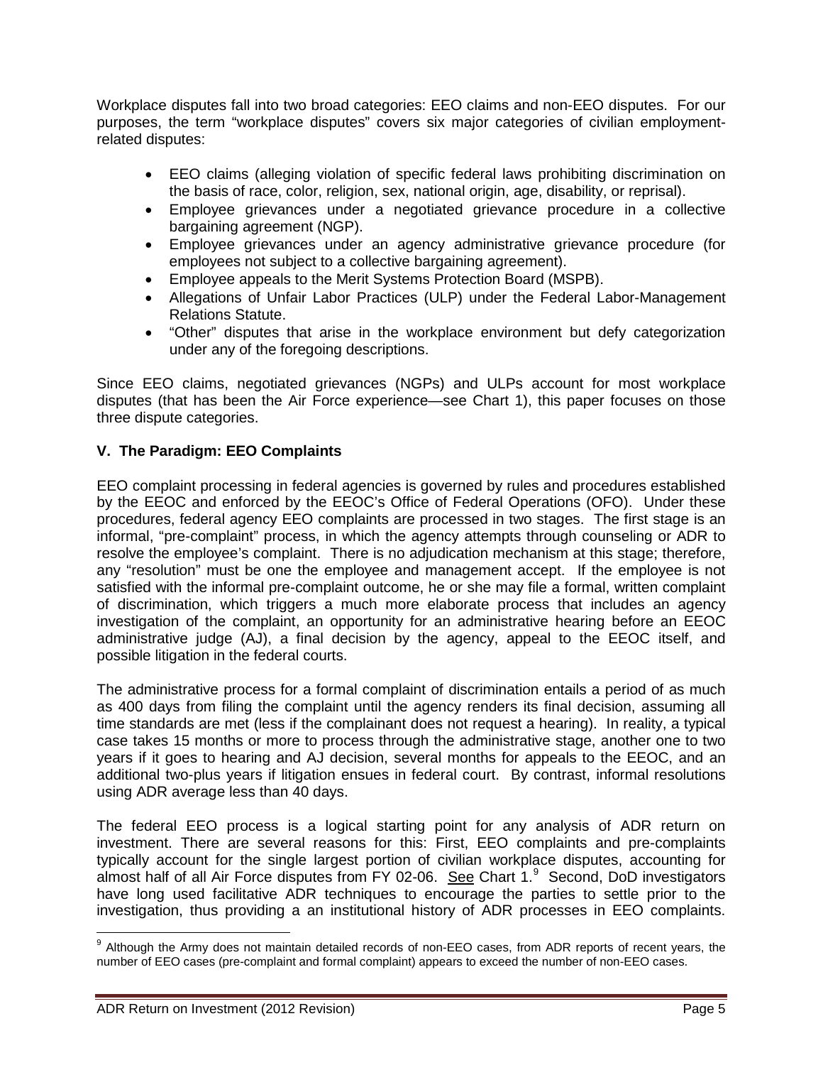Workplace disputes fall into two broad categories: EEO claims and non-EEO disputes. For our purposes, the term "workplace disputes" covers six major categories of civilian employment-related disputes:

- EEO claims (alleging violation of specific federal laws prohibiting discrimination on the basis of race, color, religion, sex, national origin, age, disability, or reprisal).
- Employee grievances under a negotiated grievance procedure in a collective bargaining agreement (NGP).
- Employee grievances under an agency administrative grievance procedure (for employees not subject to a collective bargaining agreement).
- Employee appeals to the Merit Systems Protection Board (MSPB).
- Allegations of Unfair Labor Practices (ULP) under the Federal Labor-Management Relations Statute.
- "Other" disputes that arise in the workplace environment but defy categorization under any of the foregoing descriptions.

Since EEO claims, negotiated grievances (NGPs) and ULPs account for most workplace disputes (that has been the Air Force experience—see Chart 1), this paper focuses on those three dispute categories.

## V. The Paradigm: EEO Complaints

EEO complaint processing in federal agencies is governed by rules and procedures established by the EEOC and enforced by the EEOC's Office of Federal Operations (OFO). Under these procedures, federal agency EEO complaints are processed in two stages. The first stage is an informal, "pre-complaint" process, in which the agency attempts through counseling or ADR to resolve the employee's complaint. There is no adjudication mechanism at this stage; therefore, any "resolution" must be one the employee and management accept. If the employee is not satisfied with the informal pre-complaint outcome, he or she may file a formal, written complaint of discrimination, which triggers a much more elaborate process that includes an agency investigation of the complaint, an opportunity for an administrative hearing before an EEOC administrative judge (AJ), a final decision by the agency, appeal to the EEOC itself, and possible litigation in the federal courts.

The administrative process for a formal complaint of discrimination entails a period of as much as 400 days from filing the complaint until the agency renders its final decision, assuming all time standards are met (less if the complainant does not request a hearing). In reality, a typical case takes 15 months or more to process through the administrative stage, another one to two years if it goes to hearing and AJ decision, several months for appeals to the EEOC, and an additional two-plus years if litigation ensues in federal court. By contrast, informal resolutions using ADR average less than 40 days.

The federal EEO process is a logical starting point for any analysis of ADR return on investment. There are several reasons for this: First, EEO complaints and pre-complaints typically account for the single largest portion of civilian workplace disputes, accounting for almost half of all Air Force disputes from FY 02-06. See Chart 1.[9] Second, DoD investigators have long used facilitative ADR techniques to encourage the parties to settle prior to the investigation, thus providing a an institutional history of ADR processes in EEO complaints.

[9] Although the Army does not maintain detailed records of non-EEO cases, from ADR reports of recent years, the number of EEO cases (pre-complaint and formal complaint) appears to exceed the number of non-EEO cases.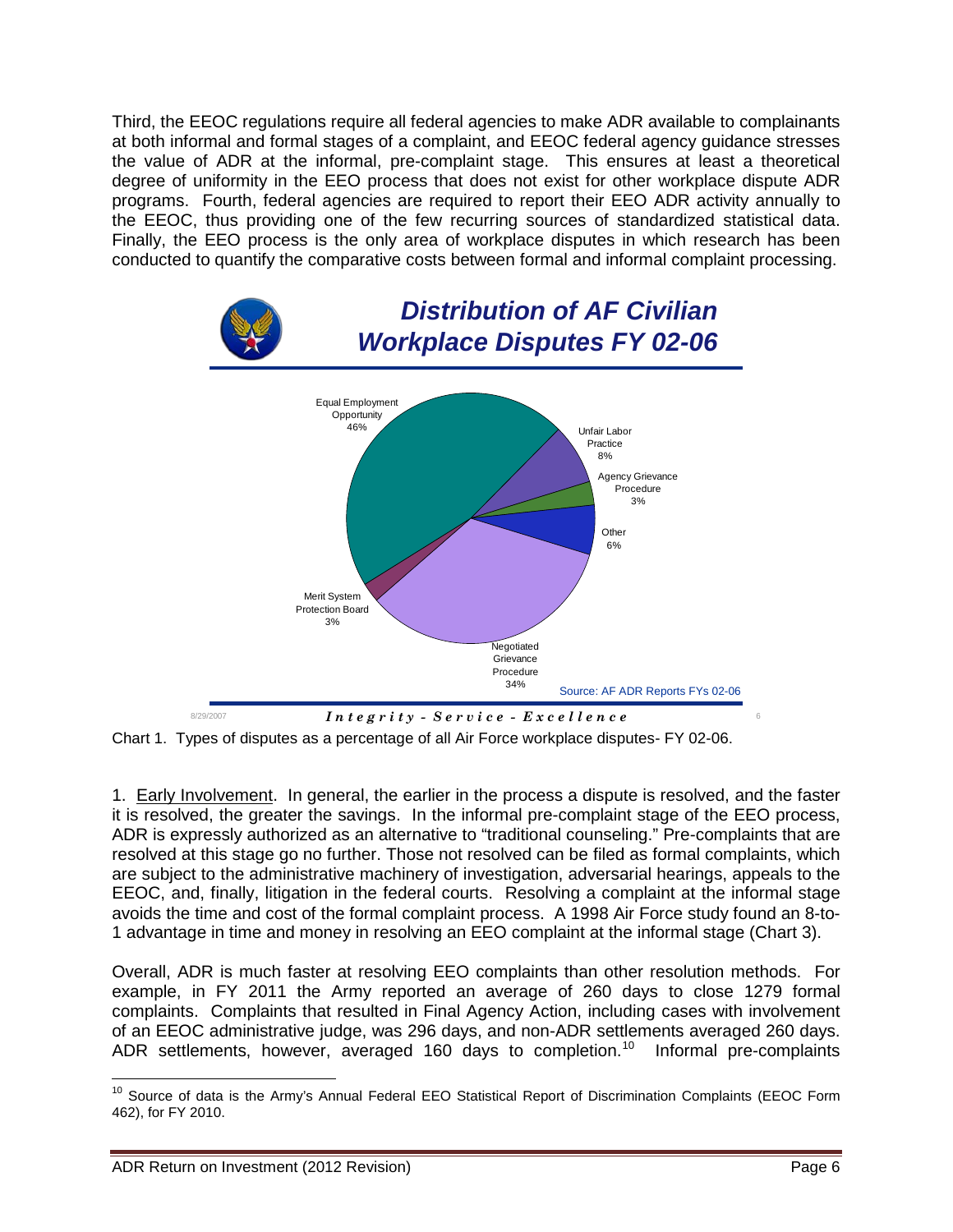Third, the EEOC regulations require all federal agencies to make ADR available to complainants at both informal and formal stages of a complaint, and EEOC federal agency guidance stresses the value of ADR at the informal, pre-complaint stage. This ensures at least a theoretical degree of uniformity in the EEO process that does not exist for other workplace dispute ADR programs. Fourth, federal agencies are required to report their EEO ADR activity annually to the EEOC, thus providing one of the few recurring sources of standardized statistical data. Finally, the EEO process is the only area of workplace disputes in which research has been conducted to quantify the comparative costs between formal and informal complaint processing.

**Distribution of AF Civilian Workplace Disputes FY 02-06**

| Dispute Type | Percentage |
|---|---|
| Equal Employment Opportunity | 46% |
| Unfair Labor Practice | 8% |
| Agency Grievance Procedure | 3% |
| Other | 6% |
| Negotiated Grievance Procedure | 34% |
| Merit System Protection Board | 3% |

Source: AF ADR Reports FYs 02-06

Chart 1. Types of disputes as a percentage of all Air Force workplace disputes- FY 02-06.

1. Early Involvement. In general, the earlier in the process a dispute is resolved, and the faster it is resolved, the greater the savings. In the informal pre-complaint stage of the EEO process, ADR is expressly authorized as an alternative to "traditional counseling." Pre-complaints that are resolved at this stage go no further. Those not resolved can be filed as formal complaints, which are subject to the administrative machinery of investigation, adversarial hearings, appeals to the EEOC, and, finally, litigation in the federal courts. Resolving a complaint at the informal stage avoids the time and cost of the formal complaint process. A 1998 Air Force study found an 8-to-1 advantage in time and money in resolving an EEO complaint at the informal stage (Chart 3).

Overall, ADR is much faster at resolving EEO complaints than other resolution methods. For example, in FY 2011 the Army reported an average of 260 days to close 1279 formal complaints. Complaints that resulted in Final Agency Action, including cases with involvement of an EEOC administrative judge, was 296 days, and non-ADR settlements averaged 260 days. ADR settlements, however, averaged 160 days to completion.[10] Informal pre-complaints

[10] Source of data is the Army's Annual Federal EEO Statistical Report of Discrimination Complaints (EEOC Form 462), for FY 2010.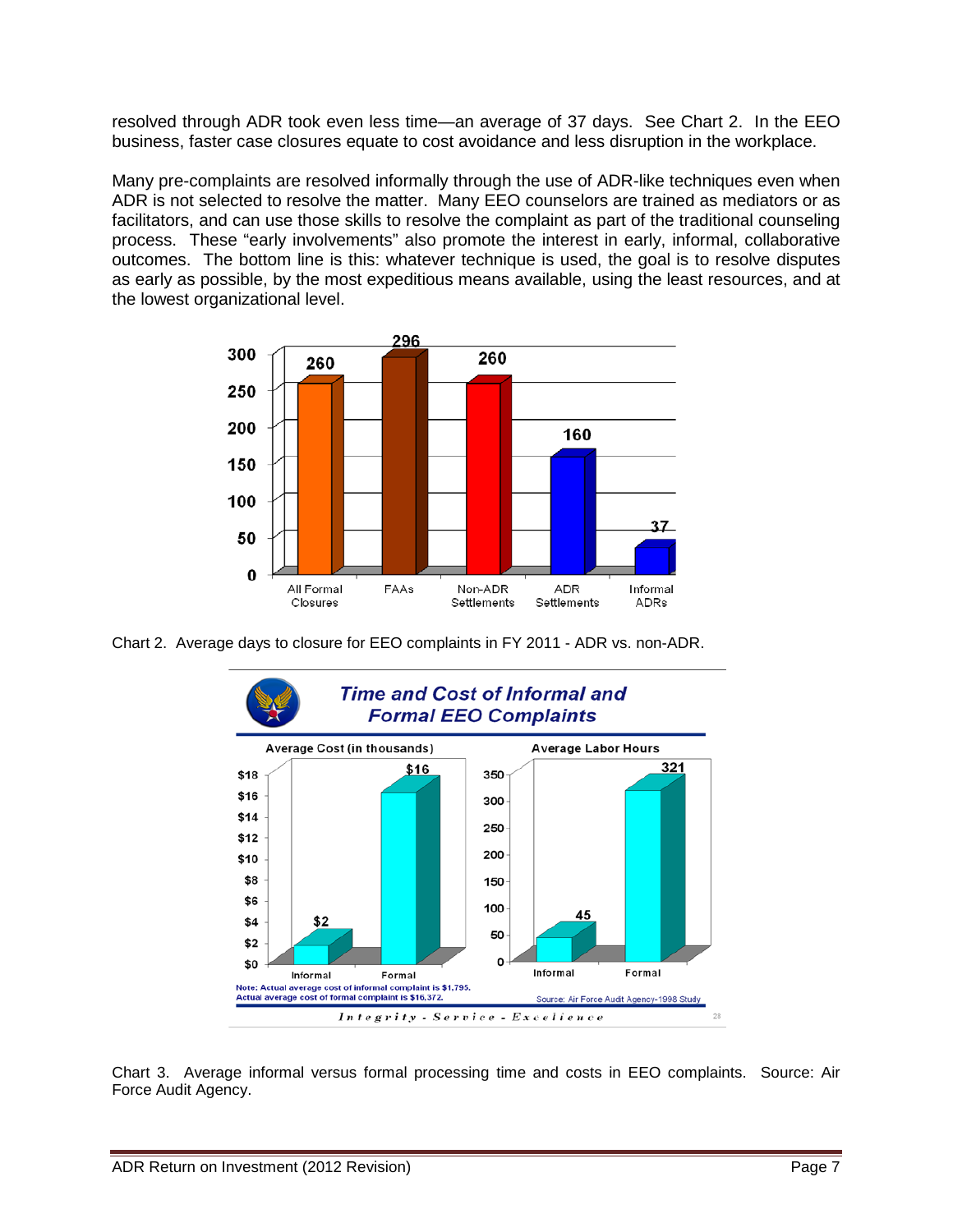resolved through ADR took even less time—an average of 37 days. See Chart 2. In the EEO business, faster case closures equate to cost avoidance and less disruption in the workplace.

Many pre-complaints are resolved informally through the use of ADR-like techniques even when ADR is not selected to resolve the matter. Many EEO counselors are trained as mediators or as facilitators, and can use those skills to resolve the complaint as part of the traditional counseling process. These "early involvements" also promote the interest in early, informal, collaborative outcomes. The bottom line is this: whatever technique is used, the goal is to resolve disputes as early as possible, by the most expeditious means available, using the least resources, and at the lowest organizational level.

| All Formal Closures | FAAs | Non-ADR Settlements | ADR Settlements | Informal ADRs |
|---|---|---|---|---|
| 260 | 296 | 260 | 160 | 37 |

Chart 2. Average days to closure for EEO complaints in FY 2011 - ADR vs. non-ADR.

**Time and Cost of Informal and Formal EEO Complaints**

| | Informal | Formal |
|---|---|---|
| Average Cost (in thousands) | $2 | $16 |
| Average Labor Hours | 45 | 321 |

Note: Actual average cost of informal complaint is $1,795. Actual average cost of formal complaint is $16,372.

Source: Air Force Audit Agency-1998 Study

*Integrity - Service - Excellence*

Chart 3. Average informal versus formal processing time and costs in EEO complaints. Source: Air Force Audit Agency.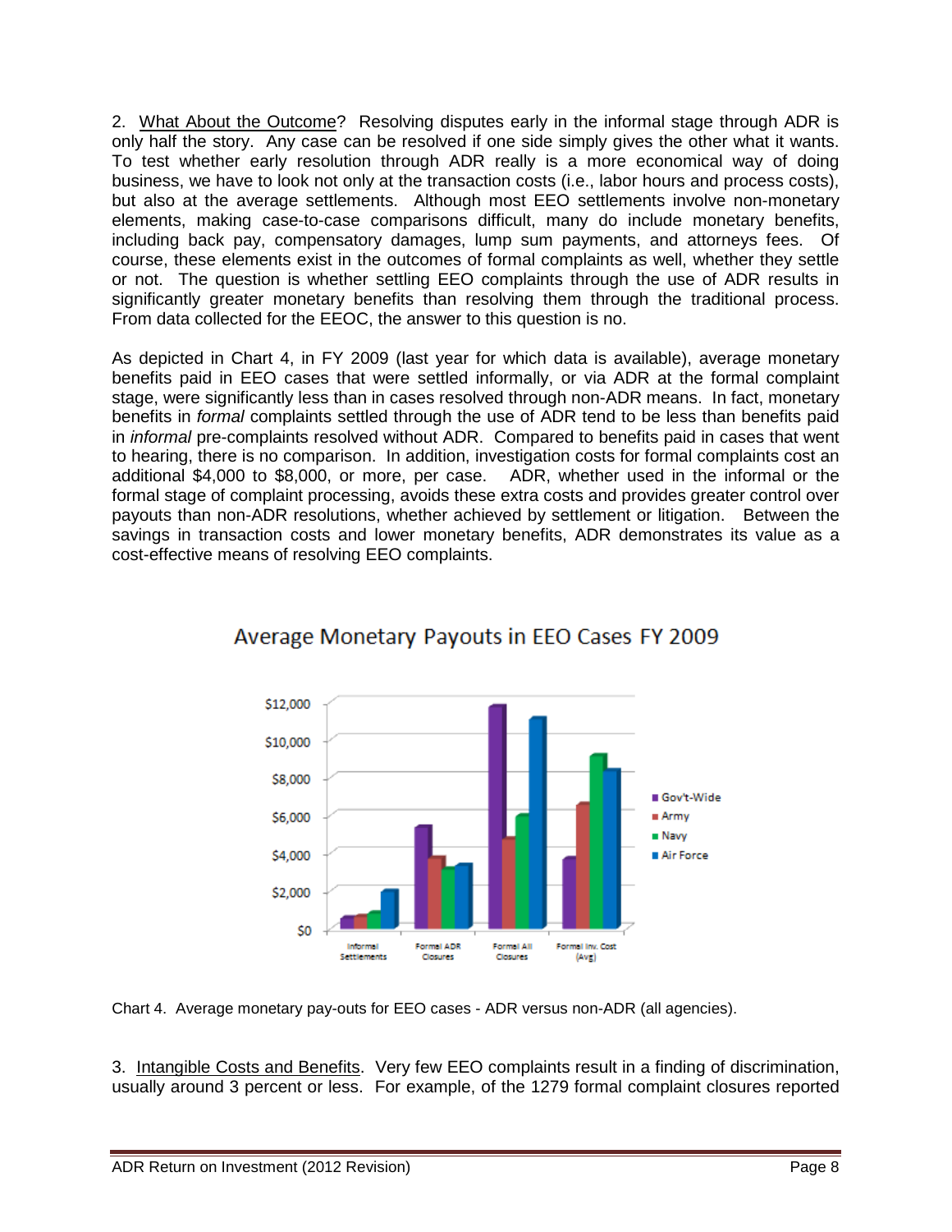2. What About the Outcome? Resolving disputes early in the informal stage through ADR is only half the story. Any case can be resolved if one side simply gives the other what it wants. To test whether early resolution through ADR really is a more economical way of doing business, we have to look not only at the transaction costs (i.e., labor hours and process costs), but also at the average settlements. Although most EEO settlements involve non-monetary elements, making case-to-case comparisons difficult, many do include monetary benefits, including back pay, compensatory damages, lump sum payments, and attorneys fees. Of course, these elements exist in the outcomes of formal complaints as well, whether they settle or not. The question is whether settling EEO complaints through the use of ADR results in significantly greater monetary benefits than resolving them through the traditional process. From data collected for the EEOC, the answer to this question is no.

As depicted in Chart 4, in FY 2009 (last year for which data is available), average monetary benefits paid in EEO cases that were settled informally, or via ADR at the formal complaint stage, were significantly less than in cases resolved through non-ADR means. In fact, monetary benefits in *formal* complaints settled through the use of ADR tend to be less than benefits paid in *informal* pre-complaints resolved without ADR. Compared to benefits paid in cases that went to hearing, there is no comparison. In addition, investigation costs for formal complaints cost an additional $4,000 to $8,000, or more, per case. ADR, whether used in the informal or the formal stage of complaint processing, avoids these extra costs and provides greater control over payouts than non-ADR resolutions, whether achieved by settlement or litigation. Between the savings in transaction costs and lower monetary benefits, ADR demonstrates its value as a cost-effective means of resolving EEO complaints.

Average Monetary Payouts in EEO Cases FY 2009

Chart 4. Average monetary pay-outs for EEO cases - ADR versus non-ADR (all agencies).

3. Intangible Costs and Benefits. Very few EEO complaints result in a finding of discrimination, usually around 3 percent or less. For example, of the 1279 formal complaint closures reported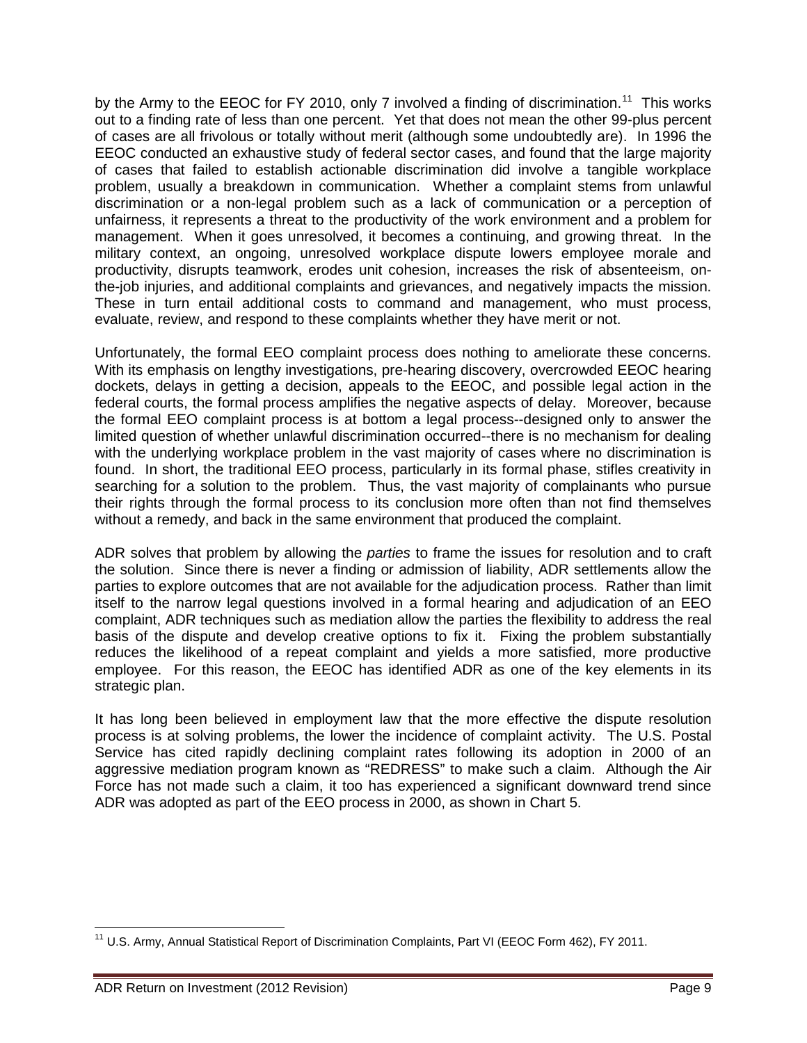by the Army to the EEOC for FY 2010, only 7 involved a finding of discrimination.[11] This works out to a finding rate of less than one percent. Yet that does not mean the other 99-plus percent of cases are all frivolous or totally without merit (although some undoubtedly are). In 1996 the EEOC conducted an exhaustive study of federal sector cases, and found that the large majority of cases that failed to establish actionable discrimination did involve a tangible workplace problem, usually a breakdown in communication. Whether a complaint stems from unlawful discrimination or a non-legal problem such as a lack of communication or a perception of unfairness, it represents a threat to the productivity of the work environment and a problem for management. When it goes unresolved, it becomes a continuing, and growing threat. In the military context, an ongoing, unresolved workplace dispute lowers employee morale and productivity, disrupts teamwork, erodes unit cohesion, increases the risk of absenteeism, on-the-job injuries, and additional complaints and grievances, and negatively impacts the mission. These in turn entail additional costs to command and management, who must process, evaluate, review, and respond to these complaints whether they have merit or not.

Unfortunately, the formal EEO complaint process does nothing to ameliorate these concerns. With its emphasis on lengthy investigations, pre-hearing discovery, overcrowded EEOC hearing dockets, delays in getting a decision, appeals to the EEOC, and possible legal action in the federal courts, the formal process amplifies the negative aspects of delay. Moreover, because the formal EEO complaint process is at bottom a legal process--designed only to answer the limited question of whether unlawful discrimination occurred--there is no mechanism for dealing with the underlying workplace problem in the vast majority of cases where no discrimination is found. In short, the traditional EEO process, particularly in its formal phase, stifles creativity in searching for a solution to the problem. Thus, the vast majority of complainants who pursue their rights through the formal process to its conclusion more often than not find themselves without a remedy, and back in the same environment that produced the complaint.

ADR solves that problem by allowing the *parties* to frame the issues for resolution and to craft the solution. Since there is never a finding or admission of liability, ADR settlements allow the parties to explore outcomes that are not available for the adjudication process. Rather than limit itself to the narrow legal questions involved in a formal hearing and adjudication of an EEO complaint, ADR techniques such as mediation allow the parties the flexibility to address the real basis of the dispute and develop creative options to fix it. Fixing the problem substantially reduces the likelihood of a repeat complaint and yields a more satisfied, more productive employee. For this reason, the EEOC has identified ADR as one of the key elements in its strategic plan.

It has long been believed in employment law that the more effective the dispute resolution process is at solving problems, the lower the incidence of complaint activity. The U.S. Postal Service has cited rapidly declining complaint rates following its adoption in 2000 of an aggressive mediation program known as "REDRESS" to make such a claim. Although the Air Force has not made such a claim, it too has experienced a significant downward trend since ADR was adopted as part of the EEO process in 2000, as shown in Chart 5.

[11] U.S. Army, Annual Statistical Report of Discrimination Complaints, Part VI (EEOC Form 462), FY 2011.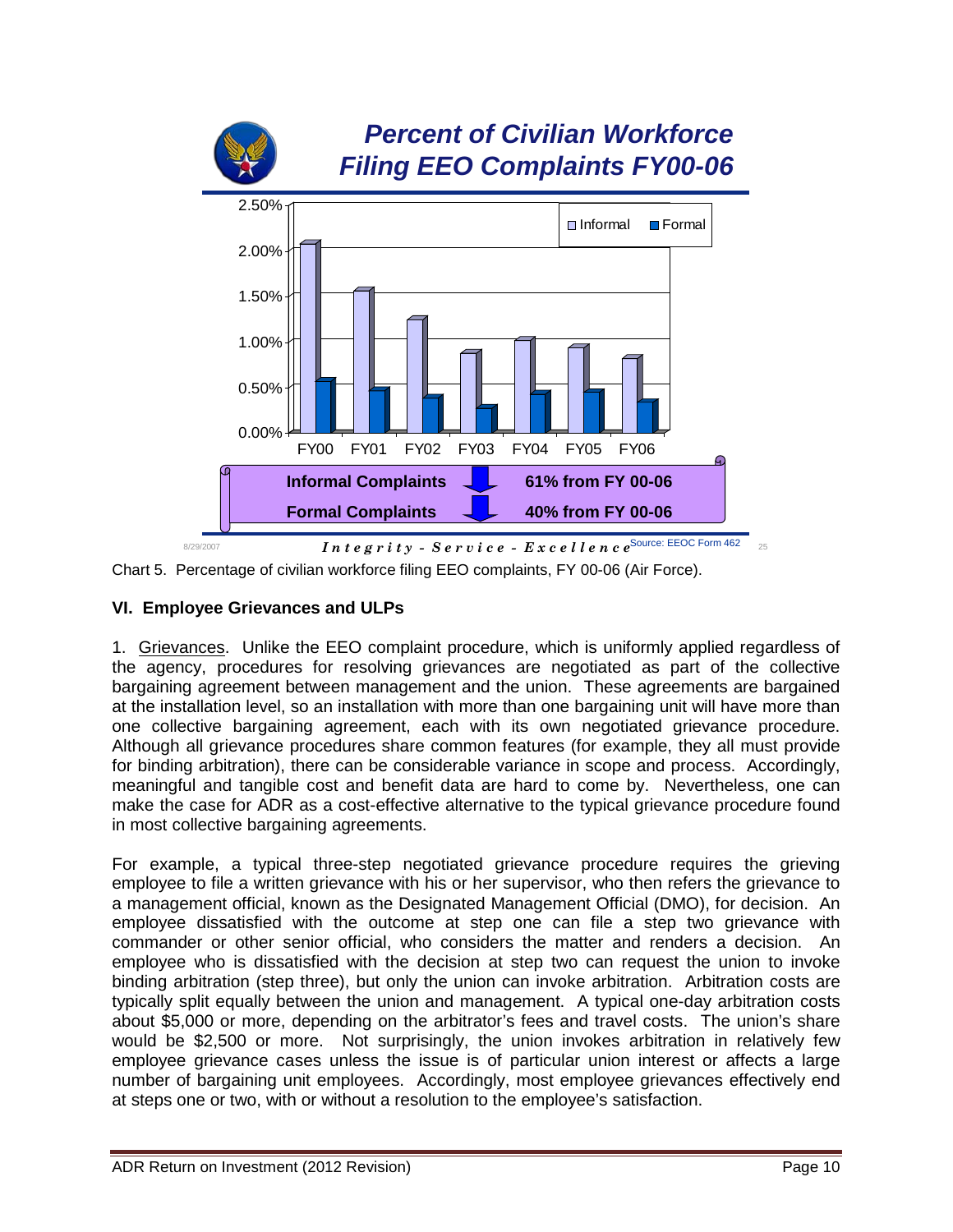**Percent of Civilian Workforce Filing EEO Complaints FY00-06**

| | FY00 | FY01 | FY02 | FY03 | FY04 | FY05 | FY06 |
|---|---|---|---|---|---|---|---|
| Informal | | | | | | | |
| Formal | | | | | | | |

| | | |
|---|---|---|
| Informal Complaints | ↓ | 61% from FY 00-06 |
| Formal Complaints | ↓ | 40% from FY 00-06 |

*Integrity - Service - Excellence* Source: EEOC Form 462

Chart 5. Percentage of civilian workforce filing EEO complaints, FY 00-06 (Air Force).

## VI. Employee Grievances and ULPs

1. Grievances. Unlike the EEO complaint procedure, which is uniformly applied regardless of the agency, procedures for resolving grievances are negotiated as part of the collective bargaining agreement between management and the union. These agreements are bargained at the installation level, so an installation with more than one bargaining unit will have more than one collective bargaining agreement, each with its own negotiated grievance procedure. Although all grievance procedures share common features (for example, they all must provide for binding arbitration), there can be considerable variance in scope and process. Accordingly, meaningful and tangible cost and benefit data are hard to come by. Nevertheless, one can make the case for ADR as a cost-effective alternative to the typical grievance procedure found in most collective bargaining agreements.

For example, a typical three-step negotiated grievance procedure requires the grieving employee to file a written grievance with his or her supervisor, who then refers the grievance to a management official, known as the Designated Management Official (DMO), for decision. An employee dissatisfied with the outcome at step one can file a step two grievance with commander or other senior official, who considers the matter and renders a decision. An employee who is dissatisfied with the decision at step two can request the union to invoke binding arbitration (step three), but only the union can invoke arbitration. Arbitration costs are typically split equally between the union and management. A typical one-day arbitration costs about $5,000 or more, depending on the arbitrator's fees and travel costs. The union's share would be $2,500 or more. Not surprisingly, the union invokes arbitration in relatively few employee grievance cases unless the issue is of particular union interest or affects a large number of bargaining unit employees. Accordingly, most employee grievances effectively end at steps one or two, with or without a resolution to the employee's satisfaction.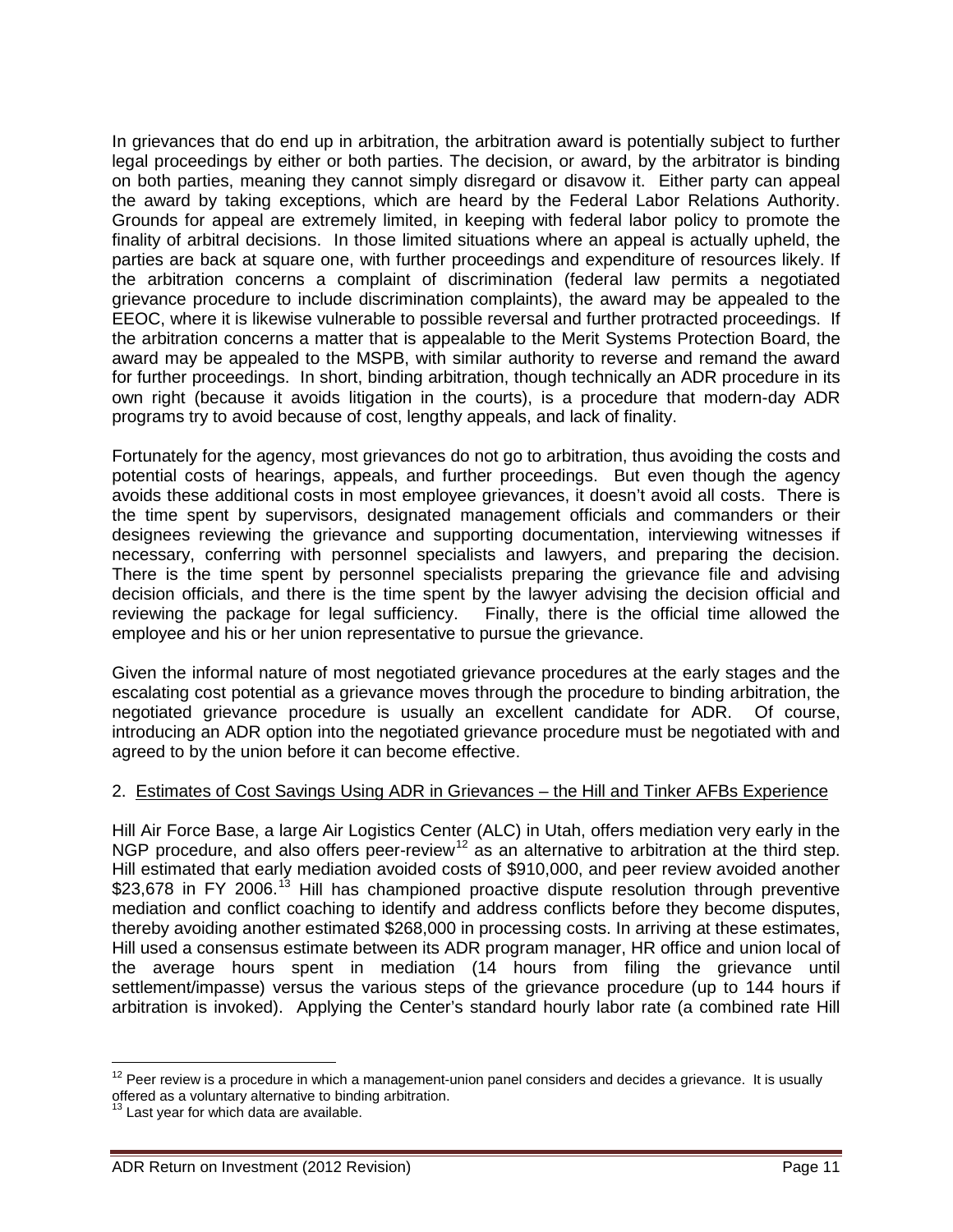In grievances that do end up in arbitration, the arbitration award is potentially subject to further legal proceedings by either or both parties. The decision, or award, by the arbitrator is binding on both parties, meaning they cannot simply disregard or disavow it. Either party can appeal the award by taking exceptions, which are heard by the Federal Labor Relations Authority. Grounds for appeal are extremely limited, in keeping with federal labor policy to promote the finality of arbitral decisions. In those limited situations where an appeal is actually upheld, the parties are back at square one, with further proceedings and expenditure of resources likely. If the arbitration concerns a complaint of discrimination (federal law permits a negotiated grievance procedure to include discrimination complaints), the award may be appealed to the EEOC, where it is likewise vulnerable to possible reversal and further protracted proceedings. If the arbitration concerns a matter that is appealable to the Merit Systems Protection Board, the award may be appealed to the MSPB, with similar authority to reverse and remand the award for further proceedings. In short, binding arbitration, though technically an ADR procedure in its own right (because it avoids litigation in the courts), is a procedure that modern-day ADR programs try to avoid because of cost, lengthy appeals, and lack of finality.

Fortunately for the agency, most grievances do not go to arbitration, thus avoiding the costs and potential costs of hearings, appeals, and further proceedings. But even though the agency avoids these additional costs in most employee grievances, it doesn't avoid all costs. There is the time spent by supervisors, designated management officials and commanders or their designees reviewing the grievance and supporting documentation, interviewing witnesses if necessary, conferring with personnel specialists and lawyers, and preparing the decision. There is the time spent by personnel specialists preparing the grievance file and advising decision officials, and there is the time spent by the lawyer advising the decision official and reviewing the package for legal sufficiency. Finally, there is the official time allowed the employee and his or her union representative to pursue the grievance.

Given the informal nature of most negotiated grievance procedures at the early stages and the escalating cost potential as a grievance moves through the procedure to binding arbitration, the negotiated grievance procedure is usually an excellent candidate for ADR. Of course, introducing an ADR option into the negotiated grievance procedure must be negotiated with and agreed to by the union before it can become effective.

2. Estimates of Cost Savings Using ADR in Grievances – the Hill and Tinker AFBs Experience

Hill Air Force Base, a large Air Logistics Center (ALC) in Utah, offers mediation very early in the NGP procedure, and also offers peer-review[12] as an alternative to arbitration at the third step. Hill estimated that early mediation avoided costs of $910,000, and peer review avoided another $23,678 in FY 2006.[13] Hill has championed proactive dispute resolution through preventive mediation and conflict coaching to identify and address conflicts before they become disputes, thereby avoiding another estimated $268,000 in processing costs. In arriving at these estimates, Hill used a consensus estimate between its ADR program manager, HR office and union local of the average hours spent in mediation (14 hours from filing the grievance until settlement/impasse) versus the various steps of the grievance procedure (up to 144 hours if arbitration is invoked). Applying the Center's standard hourly labor rate (a combined rate Hill

[12] Peer review is a procedure in which a management-union panel considers and decides a grievance. It is usually offered as a voluntary alternative to binding arbitration.

[13] Last year for which data are available.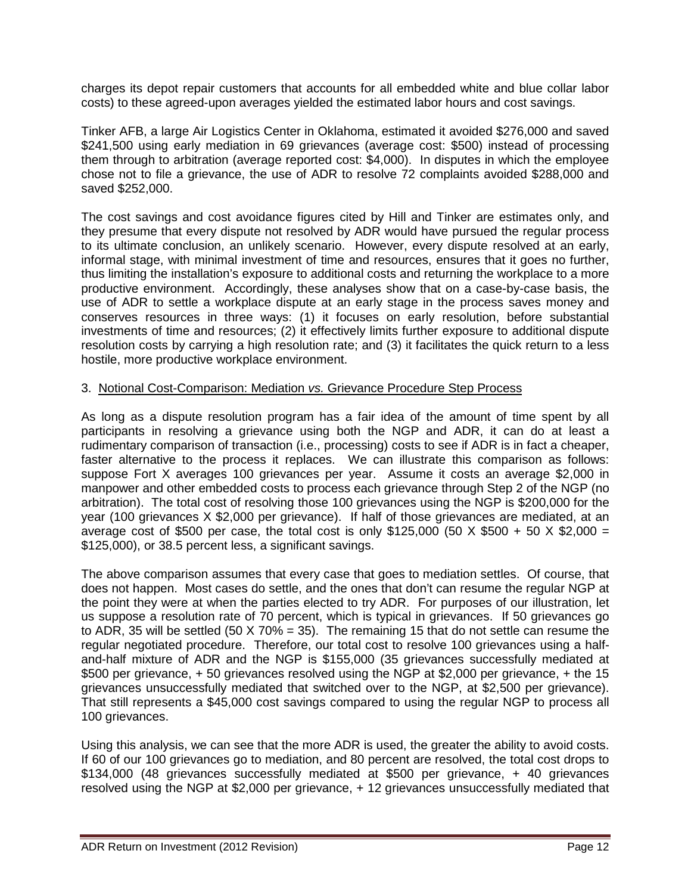charges its depot repair customers that accounts for all embedded white and blue collar labor costs) to these agreed-upon averages yielded the estimated labor hours and cost savings.

Tinker AFB, a large Air Logistics Center in Oklahoma, estimated it avoided $276,000 and saved $241,500 using early mediation in 69 grievances (average cost: $500) instead of processing them through to arbitration (average reported cost: $4,000). In disputes in which the employee chose not to file a grievance, the use of ADR to resolve 72 complaints avoided $288,000 and saved $252,000.

The cost savings and cost avoidance figures cited by Hill and Tinker are estimates only, and they presume that every dispute not resolved by ADR would have pursued the regular process to its ultimate conclusion, an unlikely scenario. However, every dispute resolved at an early, informal stage, with minimal investment of time and resources, ensures that it goes no further, thus limiting the installation's exposure to additional costs and returning the workplace to a more productive environment. Accordingly, these analyses show that on a case-by-case basis, the use of ADR to settle a workplace dispute at an early stage in the process saves money and conserves resources in three ways: (1) it focuses on early resolution, before substantial investments of time and resources; (2) it effectively limits further exposure to additional dispute resolution costs by carrying a high resolution rate; and (3) it facilitates the quick return to a less hostile, more productive workplace environment.

3. Notional Cost-Comparison: Mediation *vs.* Grievance Procedure Step Process

As long as a dispute resolution program has a fair idea of the amount of time spent by all participants in resolving a grievance using both the NGP and ADR, it can do at least a rudimentary comparison of transaction (i.e., processing) costs to see if ADR is in fact a cheaper, faster alternative to the process it replaces. We can illustrate this comparison as follows: suppose Fort X averages 100 grievances per year. Assume it costs an average $2,000 in manpower and other embedded costs to process each grievance through Step 2 of the NGP (no arbitration). The total cost of resolving those 100 grievances using the NGP is $200,000 for the year (100 grievances X $2,000 per grievance). If half of those grievances are mediated, at an average cost of $500 per case, the total cost is only $125,000 (50 X $500 + 50 X $2,000 = $125,000), or 38.5 percent less, a significant savings.

The above comparison assumes that every case that goes to mediation settles. Of course, that does not happen. Most cases do settle, and the ones that don't can resume the regular NGP at the point they were at when the parties elected to try ADR. For purposes of our illustration, let us suppose a resolution rate of 70 percent, which is typical in grievances. If 50 grievances go to ADR, 35 will be settled (50 X 70% = 35). The remaining 15 that do not settle can resume the regular negotiated procedure. Therefore, our total cost to resolve 100 grievances using a half-and-half mixture of ADR and the NGP is $155,000 (35 grievances successfully mediated at $500 per grievance, + 50 grievances resolved using the NGP at $2,000 per grievance, + the 15 grievances unsuccessfully mediated that switched over to the NGP, at $2,500 per grievance). That still represents a $45,000 cost savings compared to using the regular NGP to process all 100 grievances.

Using this analysis, we can see that the more ADR is used, the greater the ability to avoid costs. If 60 of our 100 grievances go to mediation, and 80 percent are resolved, the total cost drops to $134,000 (48 grievances successfully mediated at $500 per grievance, + 40 grievances resolved using the NGP at $2,000 per grievance, + 12 grievances unsuccessfully mediated that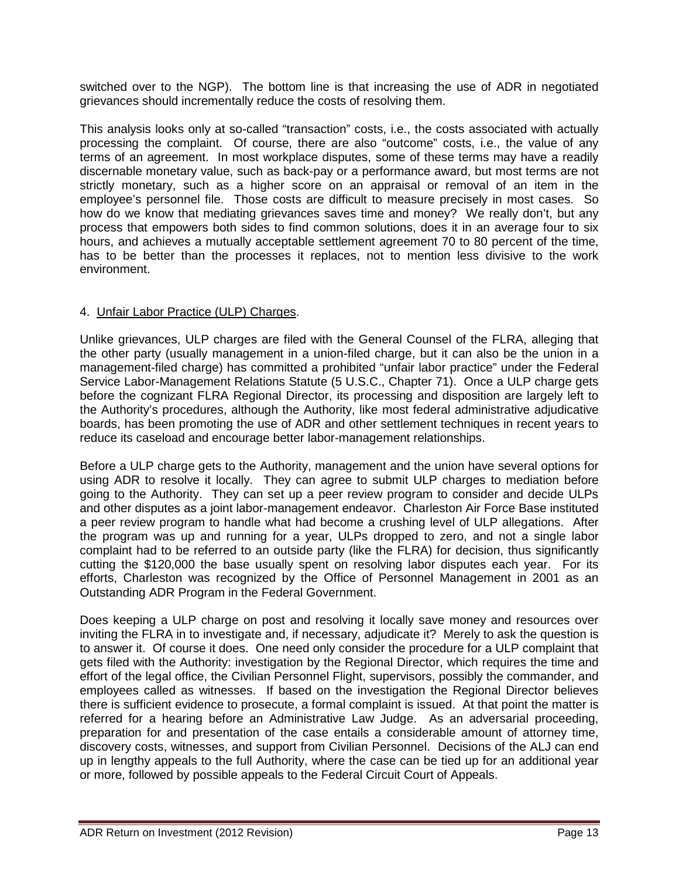switched over to the NGP). The bottom line is that increasing the use of ADR in negotiated grievances should incrementally reduce the costs of resolving them.

This analysis looks only at so-called "transaction" costs, i.e., the costs associated with actually processing the complaint. Of course, there are also "outcome" costs, i.e., the value of any terms of an agreement. In most workplace disputes, some of these terms may have a readily discernable monetary value, such as back-pay or a performance award, but most terms are not strictly monetary, such as a higher score on an appraisal or removal of an item in the employee's personnel file. Those costs are difficult to measure precisely in most cases. So how do we know that mediating grievances saves time and money? We really don't, but any process that empowers both sides to find common solutions, does it in an average four to six hours, and achieves a mutually acceptable settlement agreement 70 to 80 percent of the time, has to be better than the processes it replaces, not to mention less divisive to the work environment.

4. <u>Unfair Labor Practice (ULP) Charges</u>.

Unlike grievances, ULP charges are filed with the General Counsel of the FLRA, alleging that the other party (usually management in a union-filed charge, but it can also be the union in a management-filed charge) has committed a prohibited "unfair labor practice" under the Federal Service Labor-Management Relations Statute (5 U.S.C., Chapter 71). Once a ULP charge gets before the cognizant FLRA Regional Director, its processing and disposition are largely left to the Authority's procedures, although the Authority, like most federal administrative adjudicative boards, has been promoting the use of ADR and other settlement techniques in recent years to reduce its caseload and encourage better labor-management relationships.

Before a ULP charge gets to the Authority, management and the union have several options for using ADR to resolve it locally. They can agree to submit ULP charges to mediation before going to the Authority. They can set up a peer review program to consider and decide ULPs and other disputes as a joint labor-management endeavor. Charleston Air Force Base instituted a peer review program to handle what had become a crushing level of ULP allegations. After the program was up and running for a year, ULPs dropped to zero, and not a single labor complaint had to be referred to an outside party (like the FLRA) for decision, thus significantly cutting the $120,000 the base usually spent on resolving labor disputes each year. For its efforts, Charleston was recognized by the Office of Personnel Management in 2001 as an Outstanding ADR Program in the Federal Government.

Does keeping a ULP charge on post and resolving it locally save money and resources over inviting the FLRA in to investigate and, if necessary, adjudicate it? Merely to ask the question is to answer it. Of course it does. One need only consider the procedure for a ULP complaint that gets filed with the Authority: investigation by the Regional Director, which requires the time and effort of the legal office, the Civilian Personnel Flight, supervisors, possibly the commander, and employees called as witnesses. If based on the investigation the Regional Director believes there is sufficient evidence to prosecute, a formal complaint is issued. At that point the matter is referred for a hearing before an Administrative Law Judge. As an adversarial proceeding, preparation for and presentation of the case entails a considerable amount of attorney time, discovery costs, witnesses, and support from Civilian Personnel. Decisions of the ALJ can end up in lengthy appeals to the full Authority, where the case can be tied up for an additional year or more, followed by possible appeals to the Federal Circuit Court of Appeals.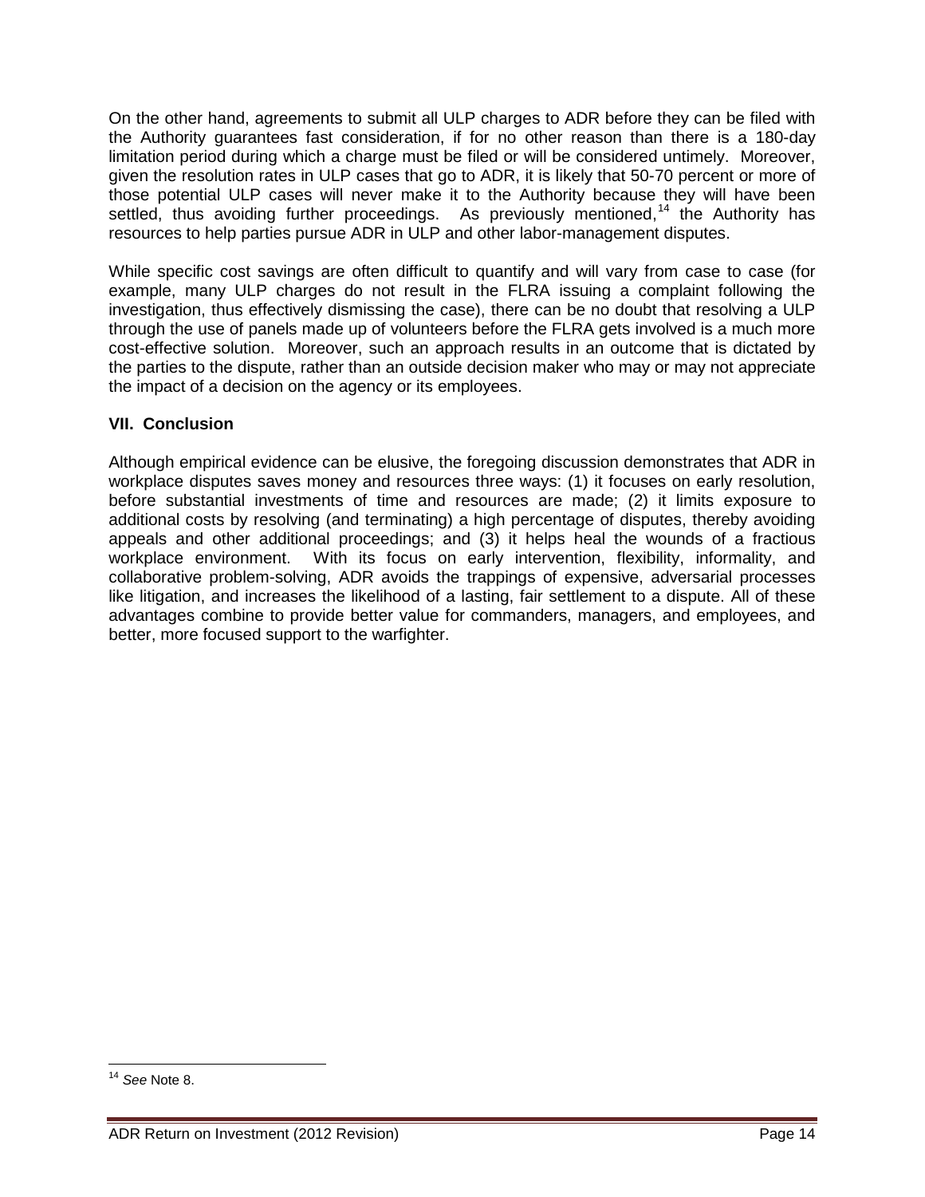On the other hand, agreements to submit all ULP charges to ADR before they can be filed with the Authority guarantees fast consideration, if for no other reason than there is a 180-day limitation period during which a charge must be filed or will be considered untimely. Moreover, given the resolution rates in ULP cases that go to ADR, it is likely that 50-70 percent or more of those potential ULP cases will never make it to the Authority because they will have been settled, thus avoiding further proceedings. As previously mentioned,[14] the Authority has resources to help parties pursue ADR in ULP and other labor-management disputes.

While specific cost savings are often difficult to quantify and will vary from case to case (for example, many ULP charges do not result in the FLRA issuing a complaint following the investigation, thus effectively dismissing the case), there can be no doubt that resolving a ULP through the use of panels made up of volunteers before the FLRA gets involved is a much more cost-effective solution. Moreover, such an approach results in an outcome that is dictated by the parties to the dispute, rather than an outside decision maker who may or may not appreciate the impact of a decision on the agency or its employees.

## VII. Conclusion

Although empirical evidence can be elusive, the foregoing discussion demonstrates that ADR in workplace disputes saves money and resources three ways: (1) it focuses on early resolution, before substantial investments of time and resources are made; (2) it limits exposure to additional costs by resolving (and terminating) a high percentage of disputes, thereby avoiding appeals and other additional proceedings; and (3) it helps heal the wounds of a fractious workplace environment. With its focus on early intervention, flexibility, informality, and collaborative problem-solving, ADR avoids the trappings of expensive, adversarial processes like litigation, and increases the likelihood of a lasting, fair settlement to a dispute. All of these advantages combine to provide better value for commanders, managers, and employees, and better, more focused support to the warfighter.

---

[14] *See* Note 8.